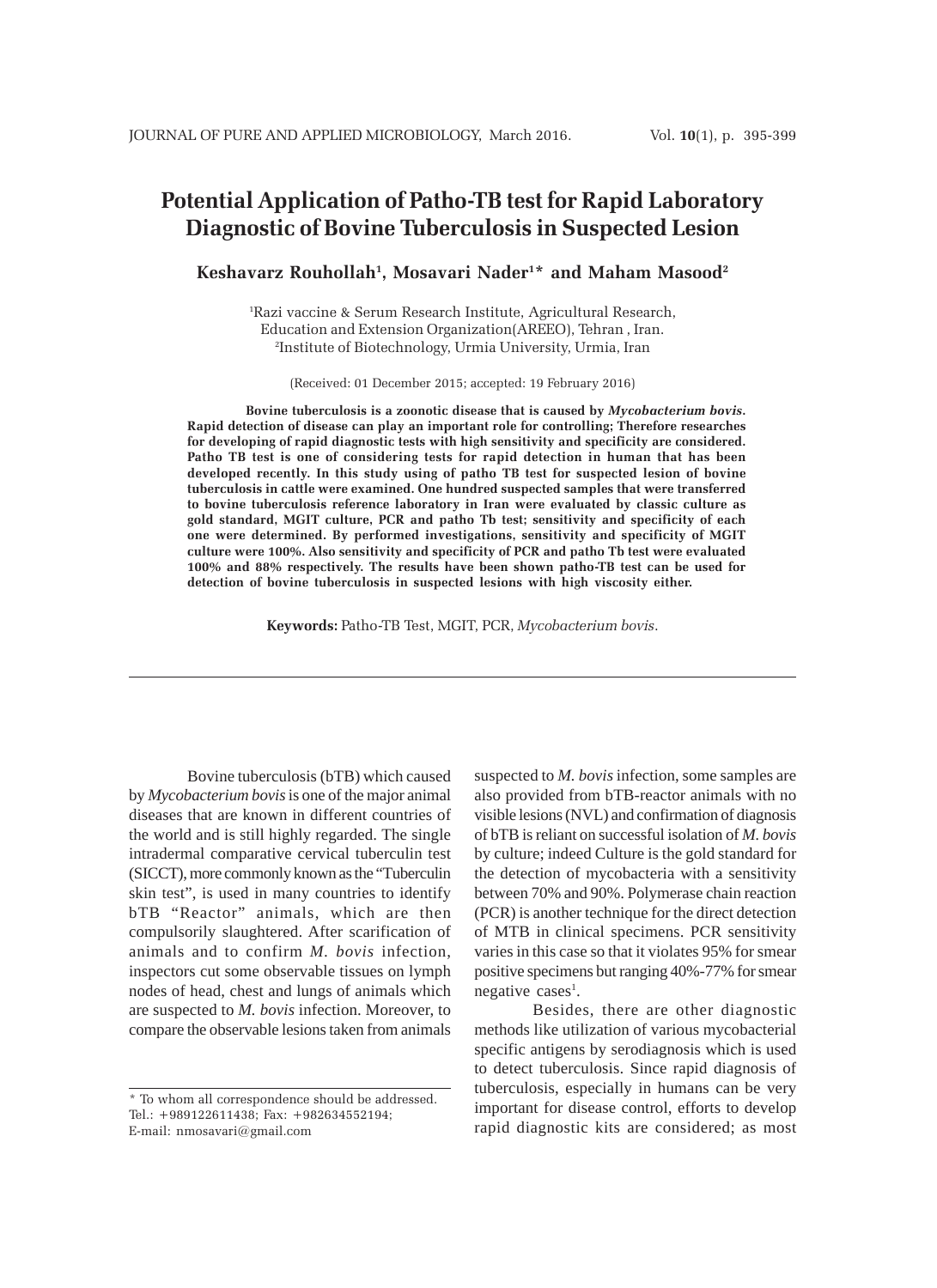# Potential Application of Patho-TB test for Rapid Laboratory Diagnostic of Bovine Tuberculosis in Suspected Lesion

**Keshavarz Rouhollah[1], Mosavari Nader[1]* and Maham Masood[2]**

[1]Razi vaccine & Serum Research Institute, Agricultural Research, Education and Extension Organization(AREEO), Tehran , Iran.
[2]Institute of Biotechnology, Urmia University, Urmia, Iran

(Received: 01 December 2015; accepted: 19 February 2016)

**Bovine tuberculosis is a zoonotic disease that is caused by *Mycobacterium bovis*. Rapid detection of disease can play an important role for controlling; Therefore researches for developing of rapid diagnostic tests with high sensitivity and specificity are considered. Patho TB test is one of considering tests for rapid detection in human that has been developed recently. In this study using of patho TB test for suspected lesion of bovine tuberculosis in cattle were examined. One hundred suspected samples that were transferred to bovine tuberculosis reference laboratory in Iran were evaluated by classic culture as gold standard, MGIT culture, PCR and patho Tb test; sensitivity and specificity of each one were determined. By performed investigations, sensitivity and specificity of MGIT culture were 100%. Also sensitivity and specificity of PCR and patho Tb test were evaluated 100% and 88% respectively. The results have been shown patho-TB test can be used for detection of bovine tuberculosis in suspected lesions with high viscosity either.**

**Keywords:** Patho-TB Test, MGIT, PCR, *Mycobacterium bovis*.

---

Bovine tuberculosis (bTB) which caused by *Mycobacterium bovis* is one of the major animal diseases that are known in different countries of the world and is still highly regarded. The single intradermal comparative cervical tuberculin test (SICCT), more commonly known as the "Tuberculin skin test", is used in many countries to identify bTB "Reactor" animals, which are then compulsorily slaughtered. After scarification of animals and to confirm *M. bovis* infection, inspectors cut some observable tissues on lymph nodes of head, chest and lungs of animals which are suspected to *M. bovis* infection. Moreover, to compare the observable lesions taken from animals suspected to *M. bovis* infection, some samples are also provided from bTB-reactor animals with no visible lesions (NVL) and confirmation of diagnosis of bTB is reliant on successful isolation of *M. bovis* by culture; indeed Culture is the gold standard for the detection of mycobacteria with a sensitivity between 70% and 90%. Polymerase chain reaction (PCR) is another technique for the direct detection of MTB in clinical specimens. PCR sensitivity varies in this case so that it violates 95% for smear positive specimens but ranging 40%-77% for smear negative cases[1].

Besides, there are other diagnostic methods like utilization of various mycobacterial specific antigens by serodiagnosis which is used to detect tuberculosis. Since rapid diagnosis of tuberculosis, especially in humans can be very important for disease control, efforts to develop rapid diagnostic kits are considered; as most

---

* To whom all correspondence should be addressed.
Tel.: +989122611438; Fax: +982634552194;
E-mail: nmosavari@gmail.com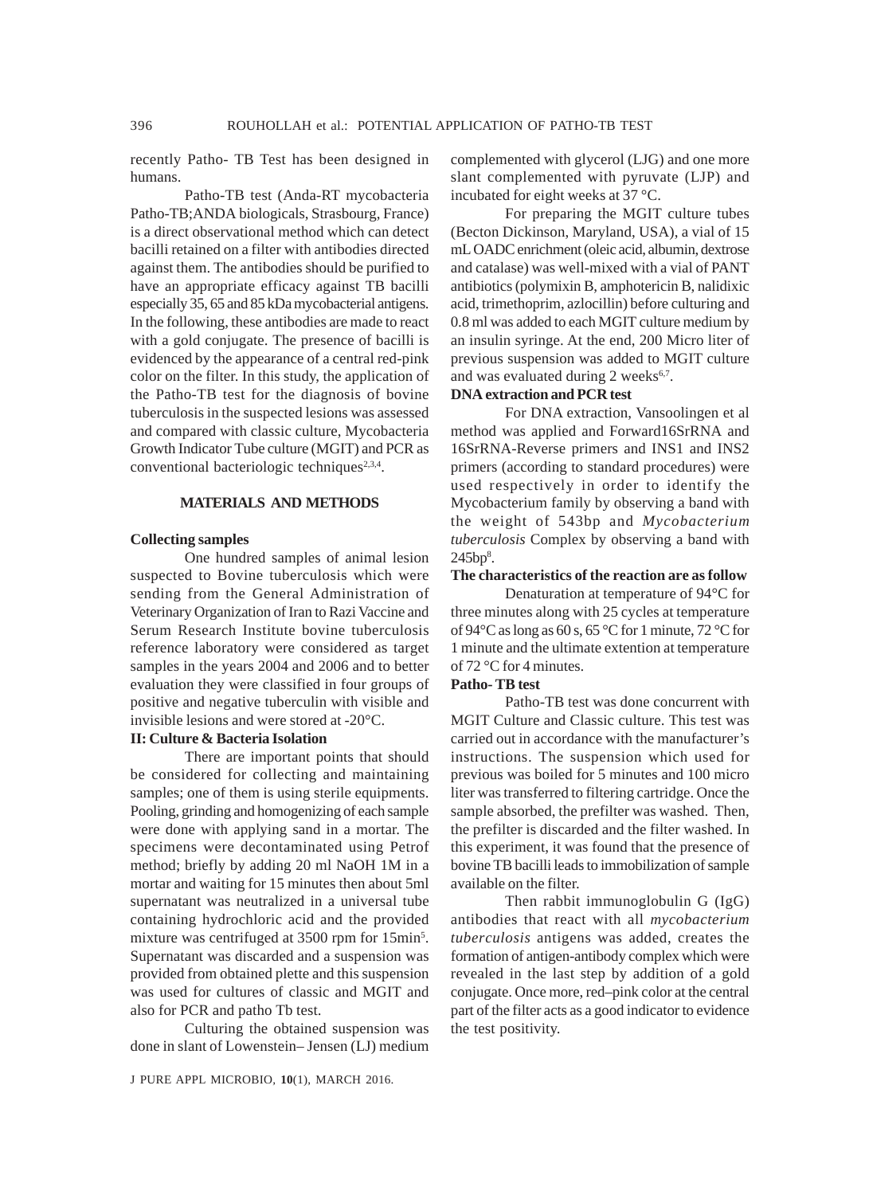recently Patho- TB Test has been designed in humans.

Patho-TB test (Anda-RT mycobacteria Patho-TB;ANDA biologicals, Strasbourg, France) is a direct observational method which can detect bacilli retained on a filter with antibodies directed against them. The antibodies should be purified to have an appropriate efficacy against TB bacilli especially 35, 65 and 85 kDa mycobacterial antigens. In the following, these antibodies are made to react with a gold conjugate. The presence of bacilli is evidenced by the appearance of a central red-pink color on the filter. In this study, the application of the Patho-TB test for the diagnosis of bovine tuberculosis in the suspected lesions was assessed and compared with classic culture, Mycobacteria Growth Indicator Tube culture (MGIT) and PCR as conventional bacteriologic techniques[2,3,4].

## MATERIALS AND METHODS

### Collecting samples

One hundred samples of animal lesion suspected to Bovine tuberculosis which were sending from the General Administration of Veterinary Organization of Iran to Razi Vaccine and Serum Research Institute bovine tuberculosis reference laboratory were considered as target samples in the years 2004 and 2006 and to better evaluation they were classified in four groups of positive and negative tuberculin with visible and invisible lesions and were stored at -20°C.

### II: Culture & Bacteria Isolation

There are important points that should be considered for collecting and maintaining samples; one of them is using sterile equipments. Pooling, grinding and homogenizing of each sample were done with applying sand in a mortar. The specimens were decontaminated using Petrof method; briefly by adding 20 ml NaOH 1M in a mortar and waiting for 15 minutes then about 5ml supernatant was neutralized in a universal tube containing hydrochloric acid and the provided mixture was centrifuged at 3500 rpm for 15min[5]. Supernatant was discarded and a suspension was provided from obtained plette and this suspension was used for cultures of classic and MGIT and also for PCR and patho Tb test.

Culturing the obtained suspension was done in slant of Lowenstein– Jensen (LJ) medium complemented with glycerol (LJG) and one more slant complemented with pyruvate (LJP) and incubated for eight weeks at 37 °C.

For preparing the MGIT culture tubes (Becton Dickinson, Maryland, USA), a vial of 15 mL OADC enrichment (oleic acid, albumin, dextrose and catalase) was well-mixed with a vial of PANT antibiotics (polymixin B, amphotericin B, nalidixic acid, trimethoprim, azlocillin) before culturing and 0.8 ml was added to each MGIT culture medium by an insulin syringe. At the end, 200 Micro liter of previous suspension was added to MGIT culture and was evaluated during 2 weeks[6,7].

### DNA extraction and PCR test

For DNA extraction, Vansoolingen et al method was applied and Forward16SrRNA and 16SrRNA-Reverse primers and INS1 and INS2 primers (according to standard procedures) were used respectively in order to identify the Mycobacterium family by observing a band with the weight of 543bp and *Mycobacterium tuberculosis* Complex by observing a band with 245bp[8].

### The characteristics of the reaction are as follow

Denaturation at temperature of 94°C for three minutes along with 25 cycles at temperature of 94°C as long as 60 s, 65 °C for 1 minute, 72 °C for 1 minute and the ultimate extention at temperature of 72 °C for 4 minutes.

### Patho- TB test

Patho-TB test was done concurrent with MGIT Culture and Classic culture. This test was carried out in accordance with the manufacturer's instructions. The suspension which used for previous was boiled for 5 minutes and 100 micro liter was transferred to filtering cartridge. Once the sample absorbed, the prefilter was washed. Then, the prefilter is discarded and the filter washed. In this experiment, it was found that the presence of bovine TB bacilli leads to immobilization of sample available on the filter.

Then rabbit immunoglobulin G (IgG) antibodies that react with all *mycobacterium tuberculosis* antigens was added, creates the formation of antigen-antibody complex which were revealed in the last step by addition of a gold conjugate. Once more, red–pink color at the central part of the filter acts as a good indicator to evidence the test positivity.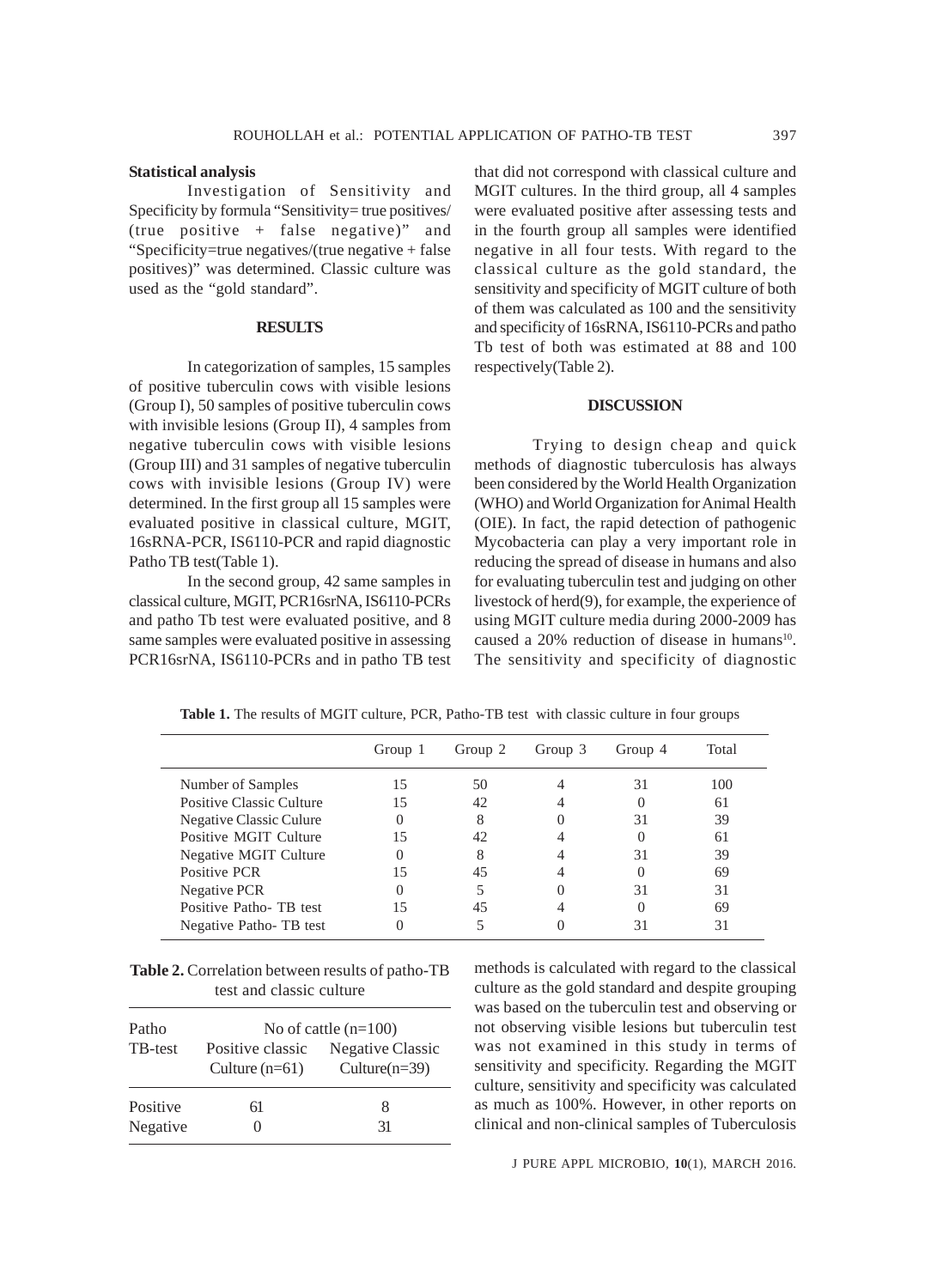### Statistical analysis

Investigation of Sensitivity and Specificity by formula "Sensitivity= true positives/ (true positive + false negative)" and "Specificity=true negatives/(true negative + false positives)" was determined. Classic culture was used as the "gold standard".

## RESULTS

In categorization of samples, 15 samples of positive tuberculin cows with visible lesions (Group I), 50 samples of positive tuberculin cows with invisible lesions (Group II), 4 samples from negative tuberculin cows with visible lesions (Group III) and 31 samples of negative tuberculin cows with invisible lesions (Group IV) were determined. In the first group all 15 samples were evaluated positive in classical culture, MGIT, 16sRNA-PCR, IS6110-PCR and rapid diagnostic Patho TB test(Table 1).

In the second group, 42 same samples in classical culture, MGIT, PCR16srNA, IS6110-PCRs and patho Tb test were evaluated positive, and 8 same samples were evaluated positive in assessing PCR16srNA, IS6110-PCRs and in patho TB test that did not correspond with classical culture and MGIT cultures. In the third group, all 4 samples were evaluated positive after assessing tests and in the fourth group all samples were identified negative in all four tests. With regard to the classical culture as the gold standard, the sensitivity and specificity of MGIT culture of both of them was calculated as 100 and the sensitivity and specificity of 16sRNA, IS6110-PCRs and patho Tb test of both was estimated at 88 and 100 respectively(Table 2).

## DISCUSSION

Trying to design cheap and quick methods of diagnostic tuberculosis has always been considered by the World Health Organization (WHO) and World Organization for Animal Health (OIE). In fact, the rapid detection of pathogenic Mycobacteria can play a very important role in reducing the spread of disease in humans and also for evaluating tuberculin test and judging on other livestock of herd(9), for example, the experience of using MGIT culture media during 2000-2009 has caused a 20% reduction of disease in humans[10]. The sensitivity and specificity of diagnostic methods is calculated with regard to the classical culture as the gold standard and despite grouping was based on the tuberculin test and observing or not observing visible lesions but tuberculin test was not examined in this study in terms of sensitivity and specificity. Regarding the MGIT culture, sensitivity and specificity was calculated as much as 100%. However, in other reports on clinical and non-clinical samples of Tuberculosis

**Table 1.** The results of MGIT culture, PCR, Patho-TB test with classic culture in four groups

| | Group 1 | Group 2 | Group 3 | Group 4 | Total |
|---|---|---|---|---|---|
| Number of Samples | 15 | 50 | 4 | 31 | 100 |
| Positive Classic Culture | 15 | 42 | 4 | 0 | 61 |
| Negative Classic Culure | 0 | 8 | 0 | 31 | 39 |
| Positive MGIT Culture | 15 | 42 | 4 | 0 | 61 |
| Negative MGIT Culture | 0 | 8 | 4 | 31 | 39 |
| Positive PCR | 15 | 45 | 4 | 0 | 69 |
| Negative PCR | 0 | 5 | 0 | 31 | 31 |
| Positive Patho- TB test | 15 | 45 | 4 | 0 | 69 |
| Negative Patho- TB test | 0 | 5 | 0 | 31 | 31 |

**Table 2.** Correlation between results of patho-TB test and classic culture

| Patho TB-test | No of cattle (n=100) | |
|---|---|---|
| | Positive classic Culture (n=61) | Negative Classic Culture(n=39) |
| Positive | 61 | 8 |
| Negative | 0 | 31 |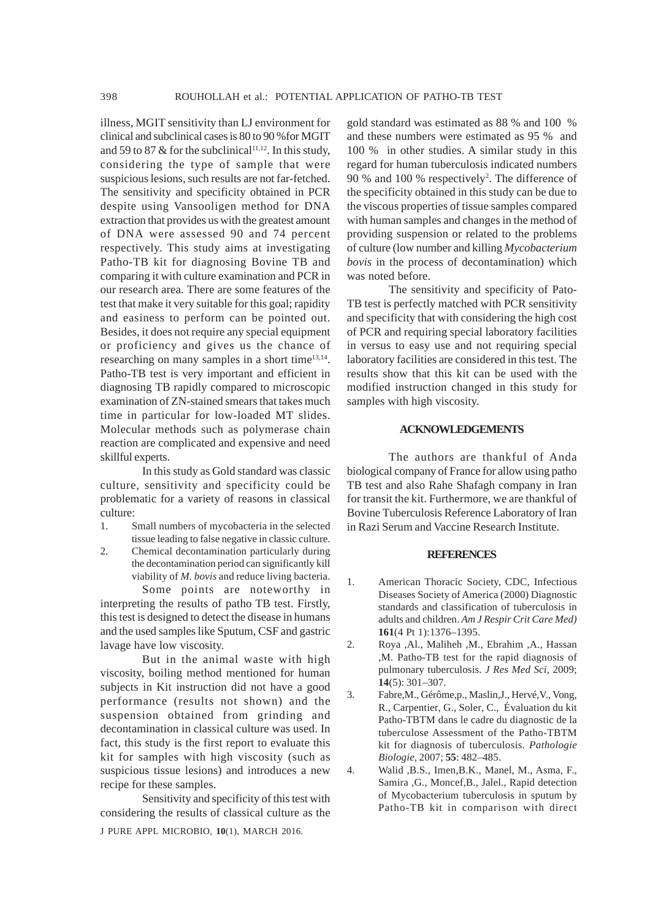illness, MGIT sensitivity than LJ environment for clinical and subclinical cases is 80 to 90 %for MGIT and 59 to 87 & for the subclinical[11,12]. In this study, considering the type of sample that were suspicious lesions, such results are not far-fetched. The sensitivity and specificity obtained in PCR despite using Vansooligen method for DNA extraction that provides us with the greatest amount of DNA were assessed 90 and 74 percent respectively. This study aims at investigating Patho-TB kit for diagnosing Bovine TB and comparing it with culture examination and PCR in our research area. There are some features of the test that make it very suitable for this goal; rapidity and easiness to perform can be pointed out. Besides, it does not require any special equipment or proficiency and gives us the chance of researching on many samples in a short time[13,14]. Patho-TB test is very important and efficient in diagnosing TB rapidly compared to microscopic examination of ZN-stained smears that takes much time in particular for low-loaded MT slides. Molecular methods such as polymerase chain reaction are complicated and expensive and need skillful experts.

In this study as Gold standard was classic culture, sensitivity and specificity could be problematic for a variety of reasons in classical culture:

1. Small numbers of mycobacteria in the selected tissue leading to false negative in classic culture.
2. Chemical decontamination particularly during the decontamination period can significantly kill viability of *M. bovis* and reduce living bacteria.

Some points are noteworthy in interpreting the results of patho TB test. Firstly, this test is designed to detect the disease in humans and the used samples like Sputum, CSF and gastric lavage have low viscosity.

But in the animal waste with high viscosity, boiling method mentioned for human subjects in Kit instruction did not have a good performance (results not shown) and the suspension obtained from grinding and decontamination in classical culture was used. In fact, this study is the first report to evaluate this kit for samples with high viscosity (such as suspicious tissue lesions) and introduces a new recipe for these samples.

Sensitivity and specificity of this test with considering the results of classical culture as the gold standard was estimated as 88 % and 100 % and these numbers were estimated as 95 % and 100 % in other studies. A similar study in this regard for human tuberculosis indicated numbers 90 % and 100 % respectively[2]. The difference of the specificity obtained in this study can be due to the viscous properties of tissue samples compared with human samples and changes in the method of providing suspension or related to the problems of culture (low number and killing *Mycobacterium bovis* in the process of decontamination) which was noted before.

The sensitivity and specificity of Pato-TB test is perfectly matched with PCR sensitivity and specificity that with considering the high cost of PCR and requiring special laboratory facilities in versus to easy use and not requiring special laboratory facilities are considered in this test. The results show that this kit can be used with the modified instruction changed in this study for samples with high viscosity.

## ACKNOWLEDGEMENTS

The authors are thankful of Anda biological company of France for allow using patho TB test and also Rahe Shafagh company in Iran for transit the kit. Furthermore, we are thankful of Bovine Tuberculosis Reference Laboratory of Iran in Razi Serum and Vaccine Research Institute.

## REFERENCES

1. American Thoracic Society, CDC, Infectious Diseases Society of America (2000) Diagnostic standards and classification of tuberculosis in adults and children. *Am J Respir Crit Care Med)* **161**(4 Pt 1):1376–1395.
2. Roya ,Al., Maliheh ,M., Ebrahim ,A., Hassan ,M. Patho-TB test for the rapid diagnosis of pulmonary tuberculosis. *J Res Med Sci,* 2009; **14**(5): 301–307.
3. Fabre,M., Gérôme,p., Maslin,J., Hervé,V., Vong, R., Carpentier, G., Soler, C., Évaluation du kit Patho-TBTM dans le cadre du diagnostic de la tuberculose Assessment of the Patho-TBTM kit for diagnosis of tuberculosis. *Pathologie Biologie,* 2007; **55**: 482–485.
4. Walid ,B.S., Imen,B.K., Manel, M., Asma, F., Samira ,G., Moncef,B., Jalel., Rapid detection of Mycobacterium tuberculosis in sputum by Patho-TB kit in comparison with direct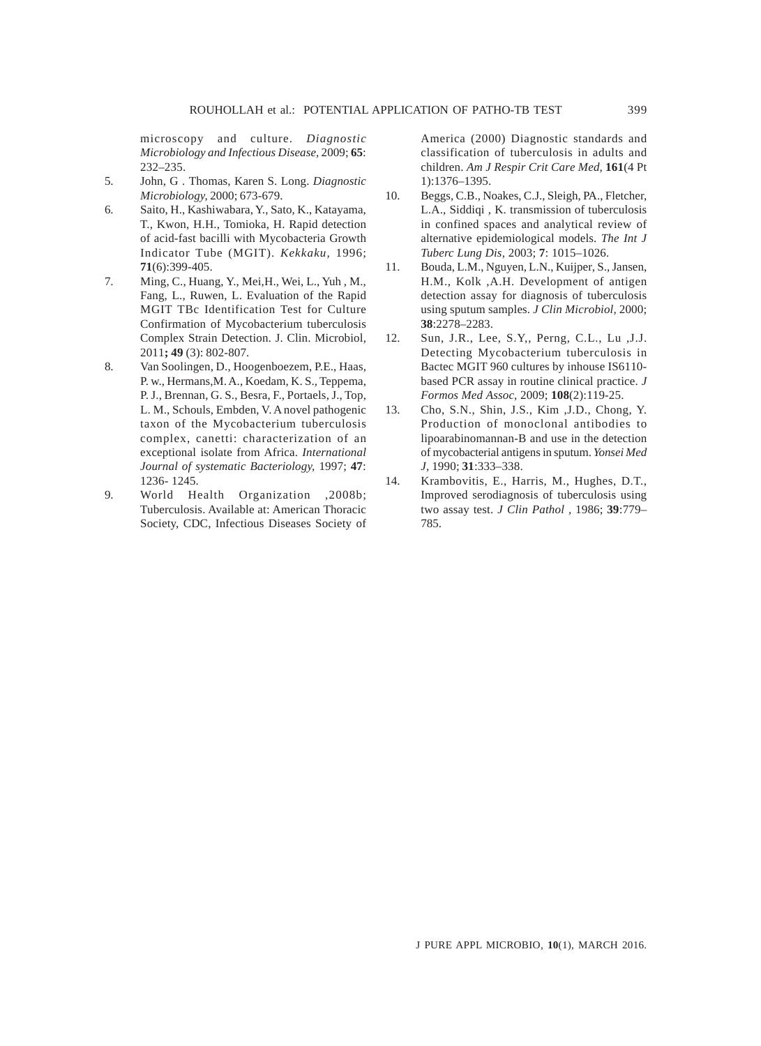microscopy and culture. *Diagnostic Microbiology and Infectious Disease,* 2009; **65**: 232–235.

5. John, G . Thomas, Karen S. Long. *Diagnostic Microbiology,* 2000; 673-679.
6. Saito, H., Kashiwabara, Y., Sato, K., Katayama, T., Kwon, H.H., Tomioka, H. Rapid detection of acid-fast bacilli with Mycobacteria Growth Indicator Tube (MGIT). *Kekkaku,* 1996; **71**(6):399-405.
7. Ming, C., Huang, Y., Mei,H., Wei, L., Yuh , M., Fang, L., Ruwen, L. Evaluation of the Rapid MGIT TBc Identification Test for Culture Confirmation of Mycobacterium tuberculosis Complex Strain Detection. J. Clin. Microbiol, 2011**; 49** (3): 802-807.
8. Van Soolingen, D., Hoogenboezem, P.E., Haas, P. w., Hermans,M. A., Koedam, K. S., Teppema, P. J., Brennan, G. S., Besra, F., Portaels, J., Top, L. M., Schouls, Embden, V. A novel pathogenic taxon of the Mycobacterium tuberculosis complex, canetti: characterization of an exceptional isolate from Africa. *International Journal of systematic Bacteriology,* 1997; **47**: 1236- 1245.
9. World Health Organization ,2008b; Tuberculosis. Available at: American Thoracic Society, CDC, Infectious Diseases Society of America (2000) Diagnostic standards and classification of tuberculosis in adults and children. *Am J Respir Crit Care Med,* **161**(4 Pt 1):1376–1395.
10. Beggs, C.B., Noakes, C.J., Sleigh, PA., Fletcher, L.A., Siddiqi , K. transmission of tuberculosis in confined spaces and analytical review of alternative epidemiological models. *The Int J Tuberc Lung Dis,* 2003; **7**: 1015–1026.
11. Bouda, L.M., Nguyen, L.N., Kuijper, S., Jansen, H.M., Kolk ,A.H. Development of antigen detection assay for diagnosis of tuberculosis using sputum samples. *J Clin Microbiol,* 2000; **38**:2278–2283.
12. Sun, J.R., Lee, S.Y,, Perng, C.L., Lu ,J.J. Detecting Mycobacterium tuberculosis in Bactec MGIT 960 cultures by inhouse IS6110-based PCR assay in routine clinical practice. *J Formos Med Assoc,* 2009; **108**(2):119-25.
13. Cho, S.N., Shin, J.S., Kim ,J.D., Chong, Y. Production of monoclonal antibodies to lipoarabinomannan-B and use in the detection of mycobacterial antigens in sputum. *Yonsei Med J,* 1990; **31**:333–338.
14. Krambovitis, E., Harris, M., Hughes, D.T., Improved serodiagnosis of tuberculosis using two assay test. *J Clin Pathol* , 1986; **39**:779–785.